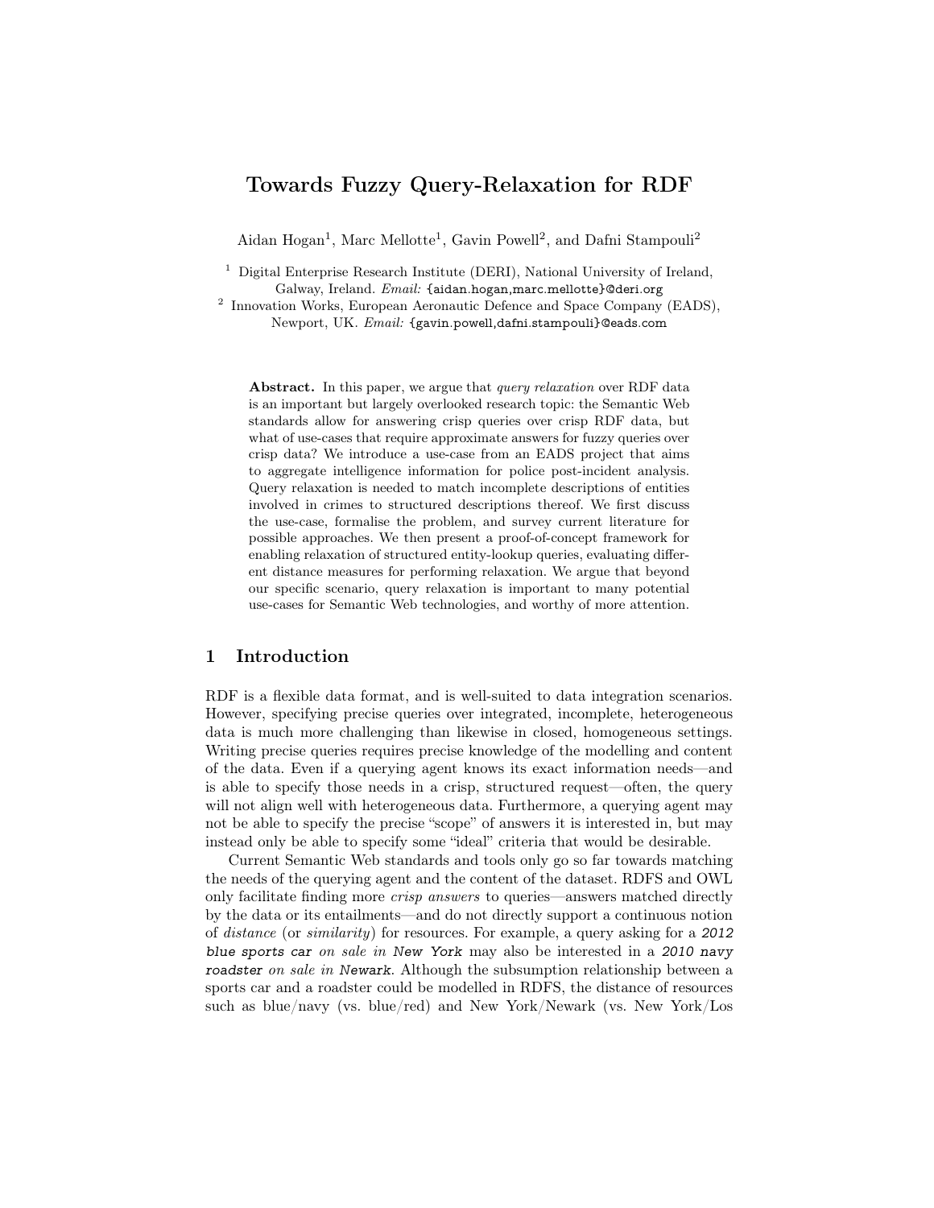# Towards Fuzzy Query-Relaxation for RDF

Aidan Hogan[1], Marc Mellotte[1], Gavin Powell[2], and Dafni Stampouli[2]

[1] Digital Enterprise Research Institute (DERI), National University of Ireland, Galway, Ireland. *Email:* {aidan.hogan,marc.mellotte}@deri.org

[2] Innovation Works, European Aeronautic Defence and Space Company (EADS), Newport, UK. *Email:* {gavin.powell,dafni.stampouli}@eads.com

**Abstract.** In this paper, we argue that *query relaxation* over RDF data is an important but largely overlooked research topic: the Semantic Web standards allow for answering crisp queries over crisp RDF data, but what of use-cases that require approximate answers for fuzzy queries over crisp data? We introduce a use-case from an EADS project that aims to aggregate intelligence information for police post-incident analysis. Query relaxation is needed to match incomplete descriptions of entities involved in crimes to structured descriptions thereof. We first discuss the use-case, formalise the problem, and survey current literature for possible approaches. We then present a proof-of-concept framework for enabling relaxation of structured entity-lookup queries, evaluating different distance measures for performing relaxation. We argue that beyond our specific scenario, query relaxation is important to many potential use-cases for Semantic Web technologies, and worthy of more attention.

## 1 Introduction

RDF is a flexible data format, and is well-suited to data integration scenarios. However, specifying precise queries over integrated, incomplete, heterogeneous data is much more challenging than likewise in closed, homogeneous settings. Writing precise queries requires precise knowledge of the modelling and content of the data. Even if a querying agent knows its exact information needs—and is able to specify those needs in a crisp, structured request—often, the query will not align well with heterogeneous data. Furthermore, a querying agent may not be able to specify the precise "scope" of answers it is interested in, but may instead only be able to specify some "ideal" criteria that would be desirable.

Current Semantic Web standards and tools only go so far towards matching the needs of the querying agent and the content of the dataset. RDFS and OWL only facilitate finding more *crisp answers* to queries—answers matched directly by the data or its entailments—and do not directly support a continuous notion of *distance* (or *similarity*) for resources. For example, a query asking for a `2012 blue sports car` *on sale in* `New York` may also be interested in a `2010 navy roadster` *on sale in* `Newark`. Although the subsumption relationship between a sports car and a roadster could be modelled in RDFS, the distance of resources such as blue/navy (vs. blue/red) and New York/Newark (vs. New York/Los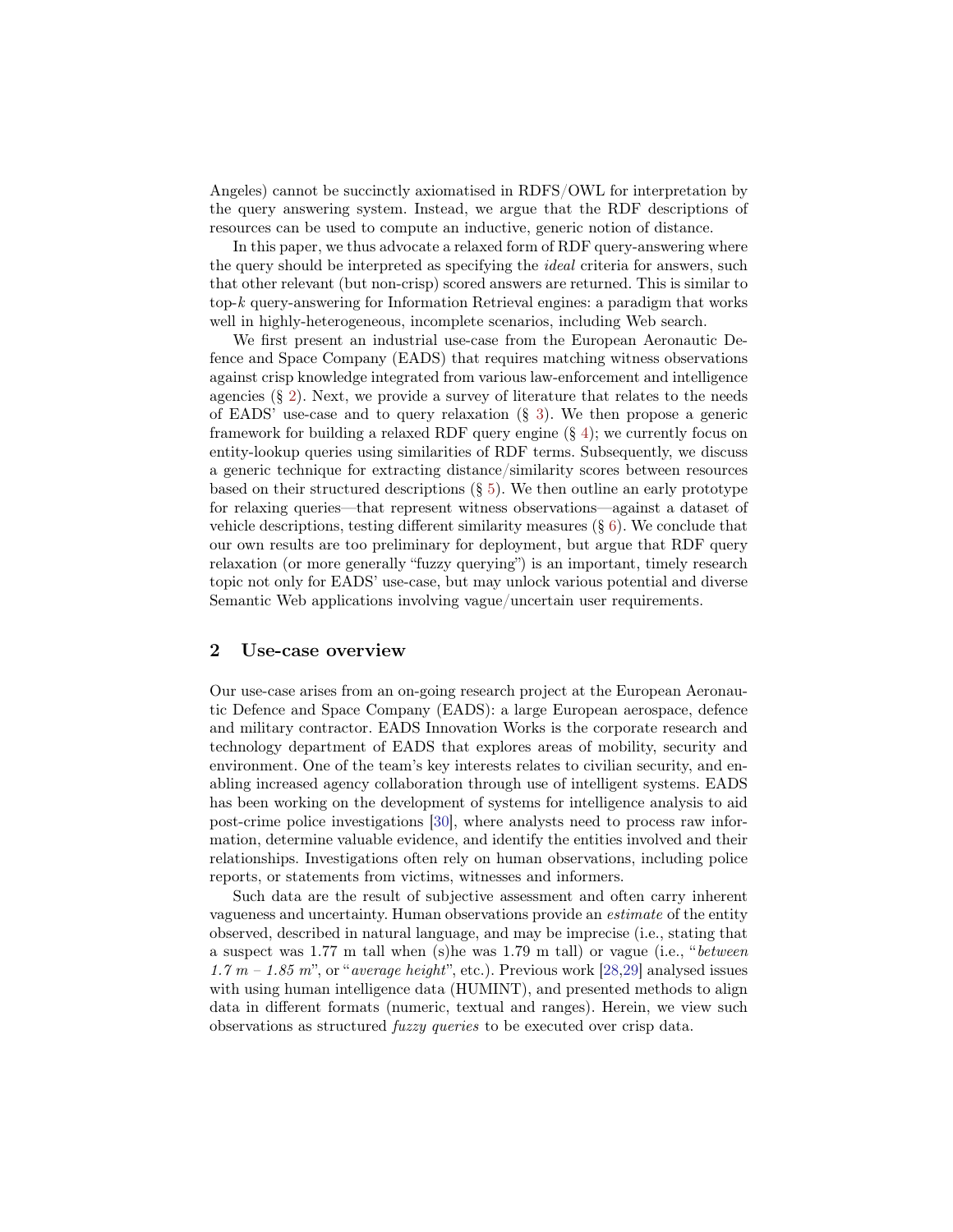Angeles) cannot be succinctly axiomatised in RDFS/OWL for interpretation by the query answering system. Instead, we argue that the RDF descriptions of resources can be used to compute an inductive, generic notion of distance.

In this paper, we thus advocate a relaxed form of RDF query-answering where the query should be interpreted as specifying the *ideal* criteria for answers, such that other relevant (but non-crisp) scored answers are returned. This is similar to top-$k$ query-answering for Information Retrieval engines: a paradigm that works well in highly-heterogeneous, incomplete scenarios, including Web search.

We first present an industrial use-case from the European Aeronautic Defence and Space Company (EADS) that requires matching witness observations against crisp knowledge integrated from various law-enforcement and intelligence agencies (§ 2). Next, we provide a survey of literature that relates to the needs of EADS' use-case and to query relaxation (§ 3). We then propose a generic framework for building a relaxed RDF query engine (§ 4); we currently focus on entity-lookup queries using similarities of RDF terms. Subsequently, we discuss a generic technique for extracting distance/similarity scores between resources based on their structured descriptions (§ 5). We then outline an early prototype for relaxing queries—that represent witness observations—against a dataset of vehicle descriptions, testing different similarity measures (§ 6). We conclude that our own results are too preliminary for deployment, but argue that RDF query relaxation (or more generally "fuzzy querying") is an important, timely research topic not only for EADS' use-case, but may unlock various potential and diverse Semantic Web applications involving vague/uncertain user requirements.

## 2 Use-case overview

Our use-case arises from an on-going research project at the European Aeronautic Defence and Space Company (EADS): a large European aerospace, defence and military contractor. EADS Innovation Works is the corporate research and technology department of EADS that explores areas of mobility, security and environment. One of the team's key interests relates to civilian security, and enabling increased agency collaboration through use of intelligent systems. EADS has been working on the development of systems for intelligence analysis to aid post-crime police investigations [30], where analysts need to process raw information, determine valuable evidence, and identify the entities involved and their relationships. Investigations often rely on human observations, including police reports, or statements from victims, witnesses and informers.

Such data are the result of subjective assessment and often carry inherent vagueness and uncertainty. Human observations provide an *estimate* of the entity observed, described in natural language, and may be imprecise (i.e., stating that a suspect was 1.77 m tall when (s)he was 1.79 m tall) or vague (i.e., "*between 1.7 m – 1.85 m*", or "*average height*", etc.). Previous work [28,29] analysed issues with using human intelligence data (HUMINT), and presented methods to align data in different formats (numeric, textual and ranges). Herein, we view such observations as structured *fuzzy queries* to be executed over crisp data.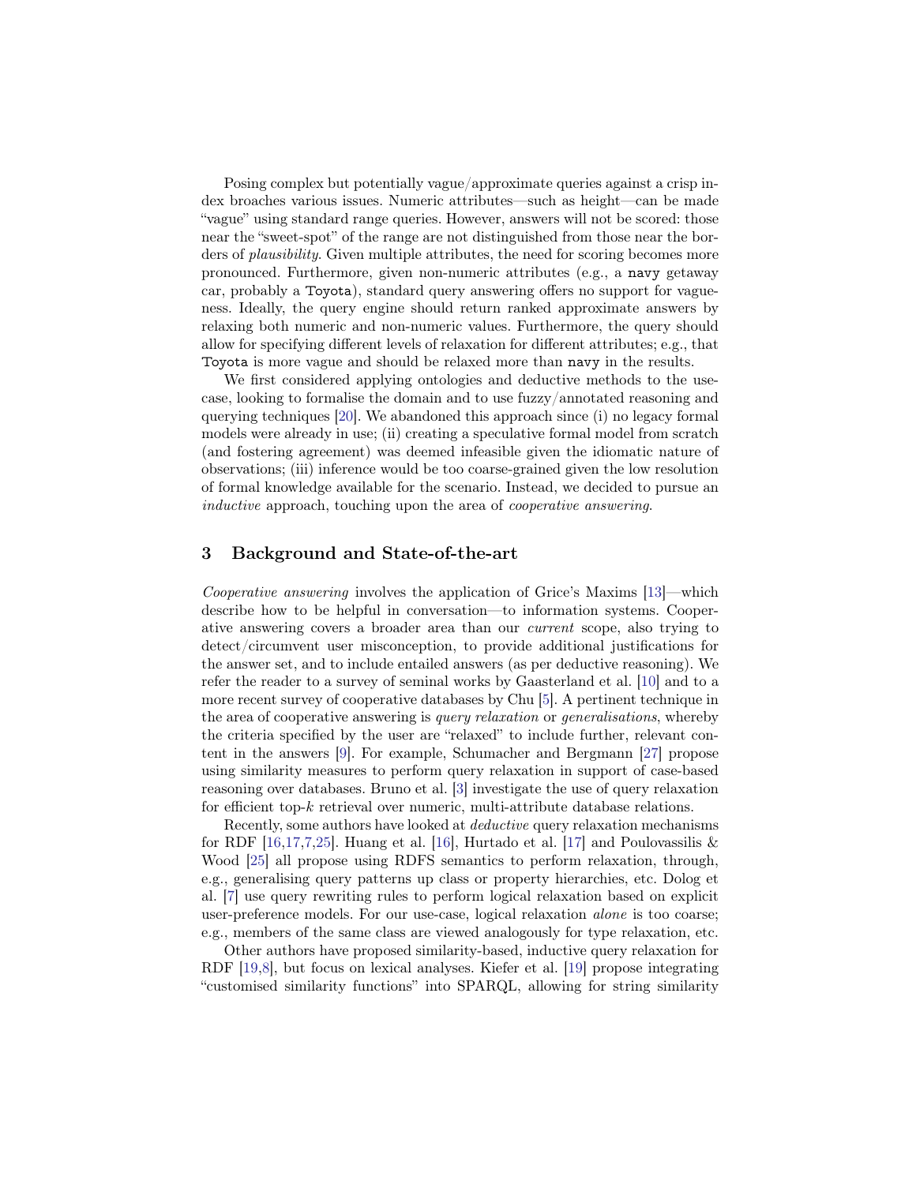Posing complex but potentially vague/approximate queries against a crisp index broaches various issues. Numeric attributes—such as height—can be made "vague" using standard range queries. However, answers will not be scored: those near the "sweet-spot" of the range are not distinguished from those near the borders of *plausibility*. Given multiple attributes, the need for scoring becomes more pronounced. Furthermore, given non-numeric attributes (e.g., a `navy` getaway car, probably a `Toyota`), standard query answering offers no support for vagueness. Ideally, the query engine should return ranked approximate answers by relaxing both numeric and non-numeric values. Furthermore, the query should allow for specifying different levels of relaxation for different attributes; e.g., that `Toyota` is more vague and should be relaxed more than `navy` in the results.

We first considered applying ontologies and deductive methods to the use-case, looking to formalise the domain and to use fuzzy/annotated reasoning and querying techniques [20]. We abandoned this approach since (i) no legacy formal models were already in use; (ii) creating a speculative formal model from scratch (and fostering agreement) was deemed infeasible given the idiomatic nature of observations; (iii) inference would be too coarse-grained given the low resolution of formal knowledge available for the scenario. Instead, we decided to pursue an *inductive* approach, touching upon the area of *cooperative answering*.

## 3 Background and State-of-the-art

*Cooperative answering* involves the application of Grice's Maxims [13]—which describe how to be helpful in conversation—to information systems. Cooperative answering covers a broader area than our *current* scope, also trying to detect/circumvent user misconception, to provide additional justifications for the answer set, and to include entailed answers (as per deductive reasoning). We refer the reader to a survey of seminal works by Gaasterland et al. [10] and to a more recent survey of cooperative databases by Chu [5]. A pertinent technique in the area of cooperative answering is *query relaxation* or *generalisations*, whereby the criteria specified by the user are "relaxed" to include further, relevant content in the answers [9]. For example, Schumacher and Bergmann [27] propose using similarity measures to perform query relaxation in support of case-based reasoning over databases. Bruno et al. [3] investigate the use of query relaxation for efficient top-$k$ retrieval over numeric, multi-attribute database relations.

Recently, some authors have looked at *deductive* query relaxation mechanisms for RDF [16,17,7,25]. Huang et al. [16], Hurtado et al. [17] and Poulovassilis & Wood [25] all propose using RDFS semantics to perform relaxation, through, e.g., generalising query patterns up class or property hierarchies, etc. Dolog et al. [7] use query rewriting rules to perform logical relaxation based on explicit user-preference models. For our use-case, logical relaxation *alone* is too coarse; e.g., members of the same class are viewed analogously for type relaxation, etc.

Other authors have proposed similarity-based, inductive query relaxation for RDF [19,8], but focus on lexical analyses. Kiefer et al. [19] propose integrating "customised similarity functions" into SPARQL, allowing for string similarity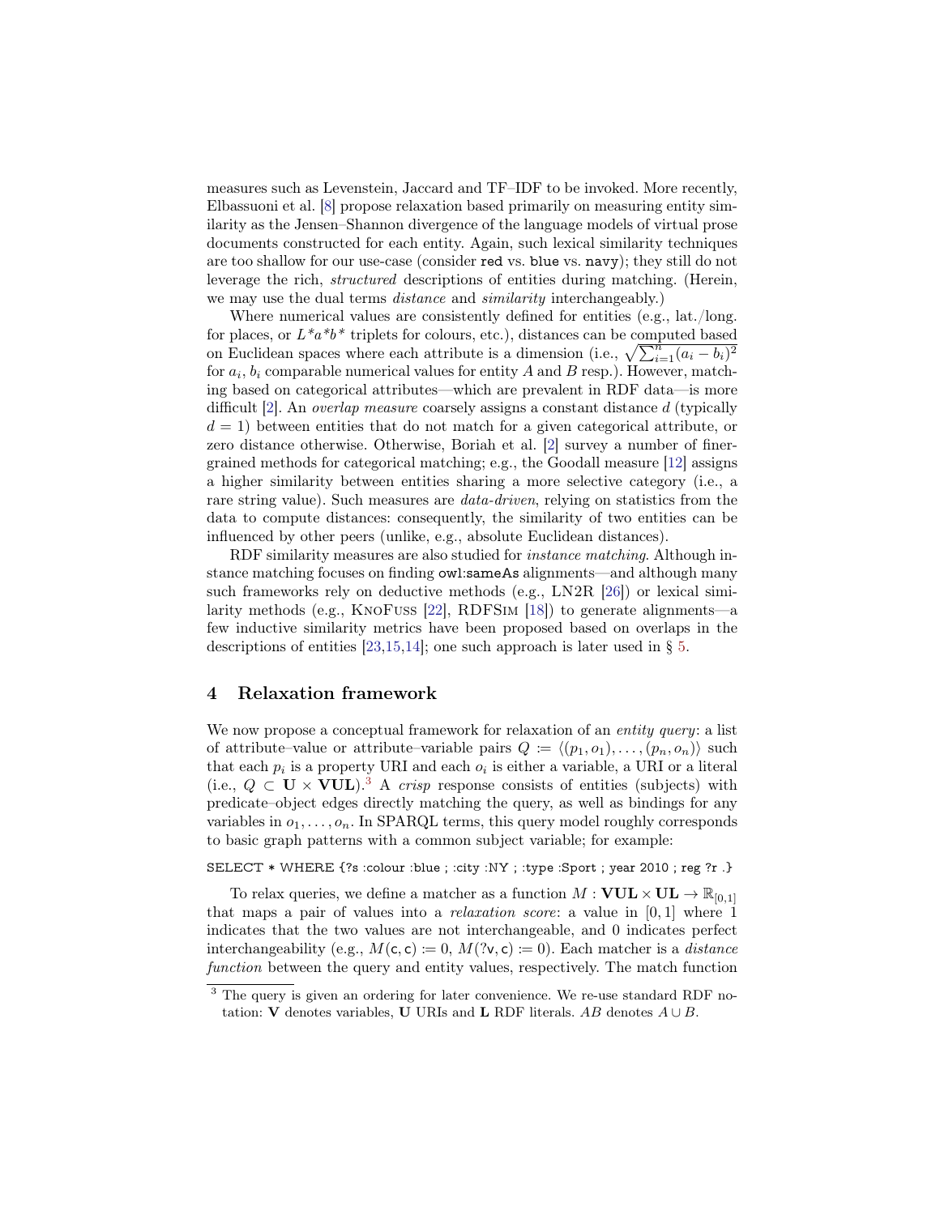measures such as Levenstein, Jaccard and TF–IDF to be invoked. More recently, Elbassuoni et al. [8] propose relaxation based primarily on measuring entity similarity as the Jensen–Shannon divergence of the language models of virtual prose documents constructed for each entity. Again, such lexical similarity techniques are too shallow for our use-case (consider `red` vs. `blue` vs. `navy`); they still do not leverage the rich, *structured* descriptions of entities during matching. (Herein, we may use the dual terms *distance* and *similarity* interchangeably.)

Where numerical values are consistently defined for entities (e.g., lat./long. for places, or $L^*a^*b^*$ triplets for colours, etc.), distances can be computed based on Euclidean spaces where each attribute is a dimension (i.e., $\sqrt{\sum_{i=1}^{n}(a_i - b_i)^2}$ for $a_i$, $b_i$ comparable numerical values for entity $A$ and $B$ resp.). However, matching based on categorical attributes—which are prevalent in RDF data—is more difficult [2]. An *overlap measure* coarsely assigns a constant distance $d$ (typically $d = 1$) between entities that do not match for a given categorical attribute, or zero distance otherwise. Otherwise, Boriah et al. [2] survey a number of finer-grained methods for categorical matching; e.g., the Goodall measure [12] assigns a higher similarity between entities sharing a more selective category (i.e., a rare string value). Such measures are *data-driven*, relying on statistics from the data to compute distances: consequently, the similarity of two entities can be influenced by other peers (unlike, e.g., absolute Euclidean distances).

RDF similarity measures are also studied for *instance matching*. Although instance matching focuses on finding `owl:sameAs` alignments—and although many such frameworks rely on deductive methods (e.g., LN2R [26]) or lexical similarity methods (e.g., KnoFuss [22], RDFSim [18]) to generate alignments—a few inductive similarity metrics have been proposed based on overlaps in the descriptions of entities [23,15,14]; one such approach is later used in § 5.

## 4 Relaxation framework

We now propose a conceptual framework for relaxation of an *entity query*: a list of attribute–value or attribute–variable pairs $Q := \langle (p_1, o_1), \ldots, (p_n, o_n) \rangle$ such that each $p_i$ is a property URI and each $o_i$ is either a variable, a URI or a literal (i.e., $Q \subset \mathbf{U} \times \mathbf{VUL}$).[3] A *crisp* response consists of entities (subjects) with predicate–object edges directly matching the query, as well as bindings for any variables in $o_1, \ldots, o_n$. In SPARQL terms, this query model roughly corresponds to basic graph patterns with a common subject variable; for example:

```
SELECT * WHERE {?s :colour :blue ; :city :NY ; :type :Sport ; year 2010 ; reg ?r .}
```

To relax queries, we define a matcher as a function $M : \mathbf{VUL} \times \mathbf{UL} \to \mathbb{R}_{[0,1]}$ that maps a pair of values into a *relaxation score*: a value in $[0, 1]$ where 1 indicates that the two values are not interchangeable, and 0 indicates perfect interchangeability (e.g., $M(\mathsf{c}, \mathsf{c}) := 0$, $M(?\mathsf{v}, \mathsf{c}) := 0$). Each matcher is a *distance function* between the query and entity values, respectively. The match function

[3] The query is given an ordering for later convenience. We re-use standard RDF notation: $\mathbf{V}$ denotes variables, $\mathbf{U}$ URIs and $\mathbf{L}$ RDF literals. $AB$ denotes $A \cup B$.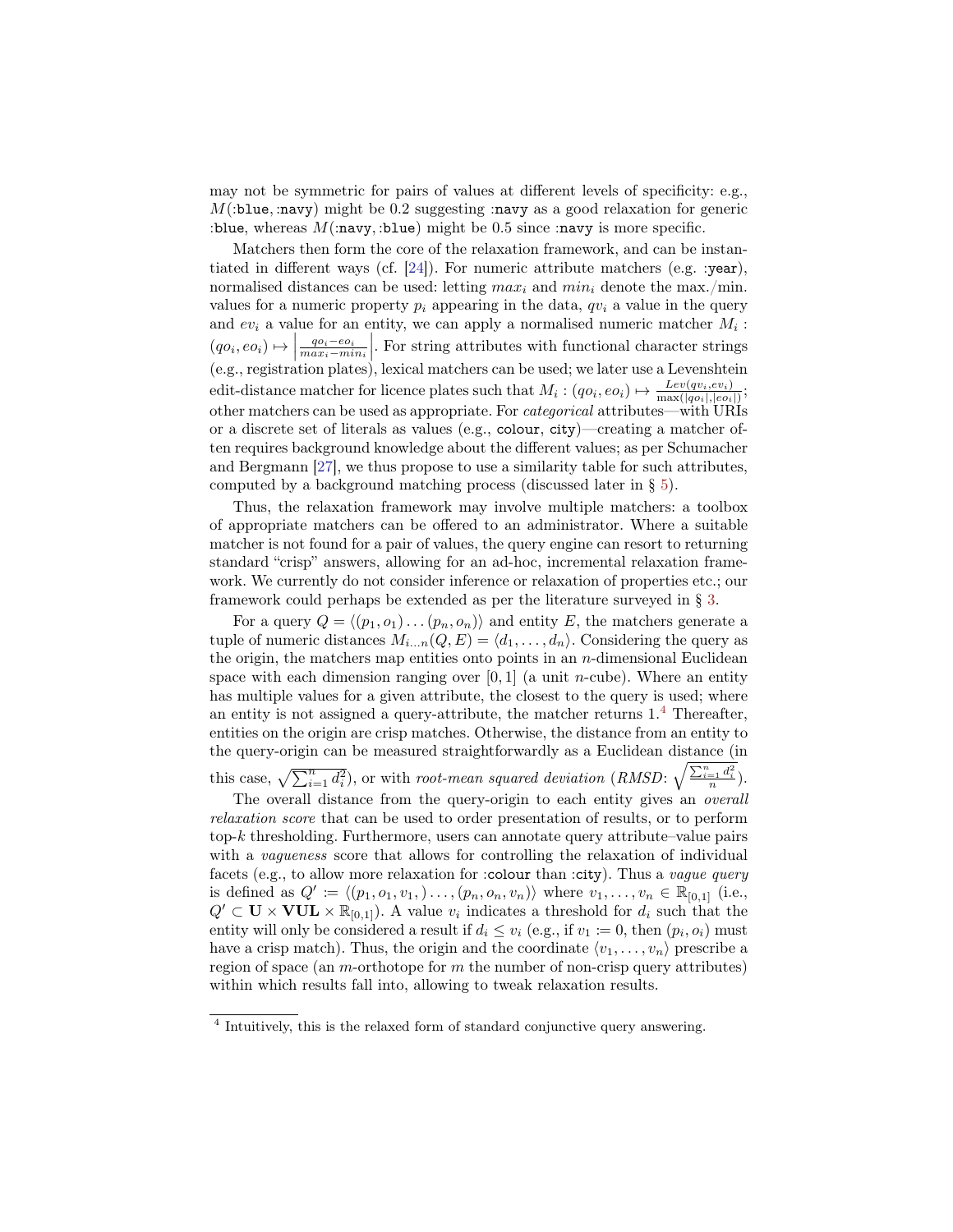may not be symmetric for pairs of values at different levels of specificity: e.g., $M$(:blue, :navy) might be 0.2 suggesting :navy as a good relaxation for generic :blue, whereas $M$(:navy, :blue) might be 0.5 since :navy is more specific.

Matchers then form the core of the relaxation framework, and can be instantiated in different ways (cf. [24]). For numeric attribute matchers (e.g. :year), normalised distances can be used: letting $max_i$ and $min_i$ denote the max./min. values for a numeric property $p_i$ appearing in the data, $qv_i$ a value in the query and $ev_i$ a value for an entity, we can apply a normalised numeric matcher $M_i : (qo_i, eo_i) \mapsto \left|\frac{qo_i - eo_i}{max_i - min_i}\right|$. For string attributes with functional character strings (e.g., registration plates), lexical matchers can be used; we later use a Levenshtein edit-distance matcher for licence plates such that $M_i : (qo_i, eo_i) \mapsto \frac{Lev(qv_i, ev_i)}{\max(|qo_i|, |eo_i|)}$; other matchers can be used as appropriate. For *categorical* attributes—with URIs or a discrete set of literals as values (e.g., colour, city)—creating a matcher often requires background knowledge about the different values; as per Schumacher and Bergmann [27], we thus propose to use a similarity table for such attributes, computed by a background matching process (discussed later in § 5).

Thus, the relaxation framework may involve multiple matchers: a toolbox of appropriate matchers can be offered to an administrator. Where a suitable matcher is not found for a pair of values, the query engine can resort to returning standard "crisp" answers, allowing for an ad-hoc, incremental relaxation framework. We currently do not consider inference or relaxation of properties etc.; our framework could perhaps be extended as per the literature surveyed in § 3.

For a query $Q = \langle (p_1, o_1) \dots (p_n, o_n) \rangle$ and entity $E$, the matchers generate a tuple of numeric distances $M_{i \dots n}(Q, E) = \langle d_1, \dots, d_n \rangle$. Considering the query as the origin, the matchers map entities onto points in an $n$-dimensional Euclidean space with each dimension ranging over $[0, 1]$ (a unit $n$-cube). Where an entity has multiple values for a given attribute, the closest to the query is used; where an entity is not assigned a query-attribute, the matcher returns 1.[4] Thereafter, entities on the origin are crisp matches. Otherwise, the distance from an entity to the query-origin can be measured straightforwardly as a Euclidean distance (in this case, $\sqrt{\sum_{i=1}^{n} d_i^2}$), or with *root-mean squared deviation* (*RMSD*: $\sqrt{\frac{\sum_{i=1}^{n} d_i^2}{n}}$).

The overall distance from the query-origin to each entity gives an *overall relaxation score* that can be used to order presentation of results, or to perform top-$k$ thresholding. Furthermore, users can annotate query attribute–value pairs with a *vagueness* score that allows for controlling the relaxation of individual facets (e.g., to allow more relaxation for :colour than :city). Thus a *vague query* is defined as $Q' := \langle (p_1, o_1, v_1,) \dots, (p_n, o_n, v_n) \rangle$ where $v_1, \dots, v_n \in \mathbb{R}_{[0,1]}$ (i.e., $Q' \subset \mathbf{U} \times \mathbf{VUL} \times \mathbb{R}_{[0,1]}$). A value $v_i$ indicates a threshold for $d_i$ such that the entity will only be considered a result if $d_i \leq v_i$ (e.g., if $v_1 := 0$, then $(p_i, o_i)$ must have a crisp match). Thus, the origin and the coordinate $\langle v_1, \dots, v_n \rangle$ prescribe a region of space (an $m$-orthotope for $m$ the number of non-crisp query attributes) within which results fall into, allowing to tweak relaxation results.

---

[4] Intuitively, this is the relaxed form of standard conjunctive query answering.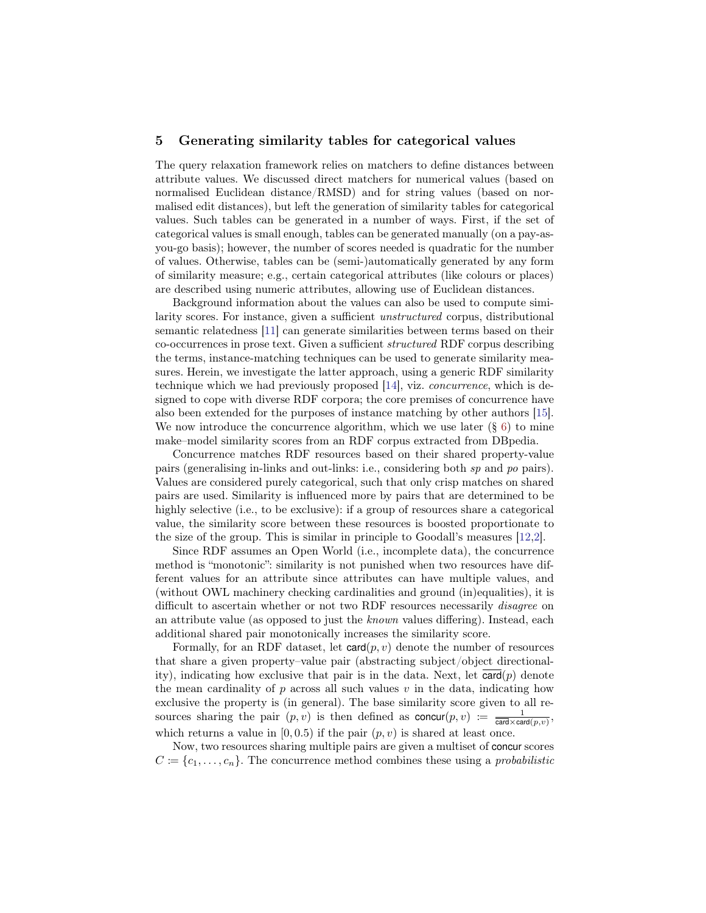## 5 Generating similarity tables for categorical values

The query relaxation framework relies on matchers to define distances between attribute values. We discussed direct matchers for numerical values (based on normalised Euclidean distance/RMSD) and for string values (based on normalised edit distances), but left the generation of similarity tables for categorical values. Such tables can be generated in a number of ways. First, if the set of categorical values is small enough, tables can be generated manually (on a pay-as-you-go basis); however, the number of scores needed is quadratic for the number of values. Otherwise, tables can be (semi-)automatically generated by any form of similarity measure; e.g., certain categorical attributes (like colours or places) are described using numeric attributes, allowing use of Euclidean distances.

Background information about the values can also be used to compute similarity scores. For instance, given a sufficient *unstructured* corpus, distributional semantic relatedness [11] can generate similarities between terms based on their co-occurrences in prose text. Given a sufficient *structured* RDF corpus describing the terms, instance-matching techniques can be used to generate similarity measures. Herein, we investigate the latter approach, using a generic RDF similarity technique which we had previously proposed [14], viz. *concurrence*, which is designed to cope with diverse RDF corpora; the core premises of concurrence have also been extended for the purposes of instance matching by other authors [15]. We now introduce the concurrence algorithm, which we use later (§ 6) to mine make–model similarity scores from an RDF corpus extracted from DBpedia.

Concurrence matches RDF resources based on their shared property-value pairs (generalising in-links and out-links: i.e., considering both *sp* and *po* pairs). Values are considered purely categorical, such that only crisp matches on shared pairs are used. Similarity is influenced more by pairs that are determined to be highly selective (i.e., to be exclusive): if a group of resources share a categorical value, the similarity score between these resources is boosted proportionate to the size of the group. This is similar in principle to Goodall's measures [12,2].

Since RDF assumes an Open World (i.e., incomplete data), the concurrence method is "monotonic": similarity is not punished when two resources have different values for an attribute since attributes can have multiple values, and (without OWL machinery checking cardinalities and ground (in)equalities), it is difficult to ascertain whether or not two RDF resources necessarily *disagree* on an attribute value (as opposed to just the *known* values differing). Instead, each additional shared pair monotonically increases the similarity score.

Formally, for an RDF dataset, let $\mathsf{card}(p, v)$ denote the number of resources that share a given property–value pair (abstracting subject/object directionality), indicating how exclusive that pair is in the data. Next, let $\overline{\mathsf{card}}(p)$ denote the mean cardinality of $p$ across all such values $v$ in the data, indicating how exclusive the property is (in general). The base similarity score given to all resources sharing the pair $(p, v)$ is then defined as $\mathsf{concur}(p, v) := \frac{1}{\overline{\mathsf{card}} \times \mathsf{card}(p,v)}$, which returns a value in $[0, 0.5)$ if the pair $(p, v)$ is shared at least once.

Now, two resources sharing multiple pairs are given a multiset of $\mathsf{concur}$ scores $C := \{c_1, \ldots, c_n\}$. The concurrence method combines these using a *probabilistic*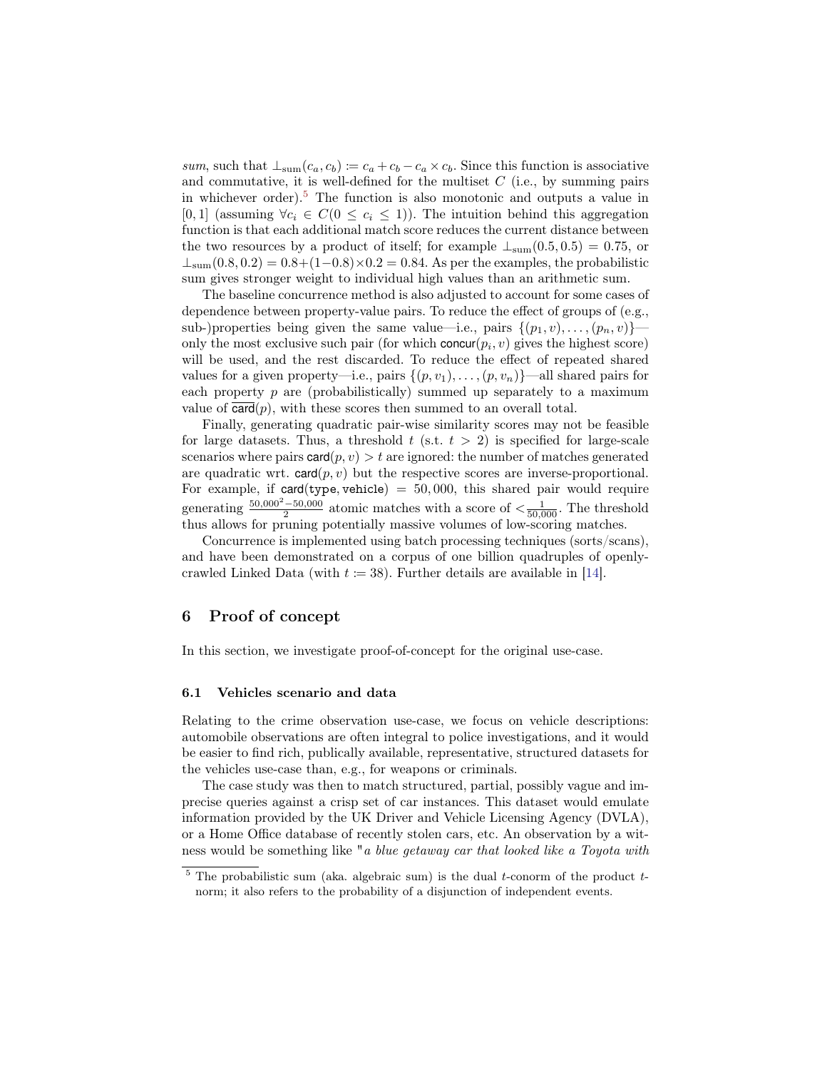*sum*, such that $\bot_{\mathrm{sum}}(c_a, c_b) := c_a + c_b - c_a \times c_b$. Since this function is associative and commutative, it is well-defined for the multiset $C$ (i.e., by summing pairs in whichever order).[5] The function is also monotonic and outputs a value in $[0, 1]$ (assuming $\forall c_i \in C(0 \leq c_i \leq 1)$). The intuition behind this aggregation function is that each additional match score reduces the current distance between the two resources by a product of itself; for example $\bot_{\mathrm{sum}}(0.5, 0.5) = 0.75$, or $\bot_{\mathrm{sum}}(0.8, 0.2) = 0.8+(1-0.8)\times 0.2 = 0.84$. As per the examples, the probabilistic sum gives stronger weight to individual high values than an arithmetic sum.

The baseline concurrence method is also adjusted to account for some cases of dependence between property-value pairs. To reduce the effect of groups of (e.g., sub-)properties being given the same value—i.e., pairs $\{(p_1, v), \ldots, (p_n, v)\}$—only the most exclusive such pair (for which $\mathsf{concur}(p_i, v)$ gives the highest score) will be used, and the rest discarded. To reduce the effect of repeated shared values for a given property—i.e., pairs $\{(p, v_1), \ldots, (p, v_n)\}$—all shared pairs for each property $p$ are (probabilistically) summed up separately to a maximum value of $\overline{\mathsf{card}}(p)$, with these scores then summed to an overall total.

Finally, generating quadratic pair-wise similarity scores may not be feasible for large datasets. Thus, a threshold $t$ (s.t. $t > 2$) is specified for large-scale scenarios where pairs $\mathsf{card}(p, v) > t$ are ignored: the number of matches generated are quadratic wrt. $\mathsf{card}(p, v)$ but the respective scores are inverse-proportional. For example, if $\mathsf{card}(\mathtt{type}, \mathtt{vehicle}) = 50,000$, this shared pair would require generating $\frac{50,000^2 - 50,000}{2}$ atomic matches with a score of $< \frac{1}{50,000}$. The threshold thus allows for pruning potentially massive volumes of low-scoring matches.

Concurrence is implemented using batch processing techniques (sorts/scans), and have been demonstrated on a corpus of one billion quadruples of openly-crawled Linked Data (with $t := 38$). Further details are available in [14].

## 6 Proof of concept

In this section, we investigate proof-of-concept for the original use-case.

### 6.1 Vehicles scenario and data

Relating to the crime observation use-case, we focus on vehicle descriptions: automobile observations are often integral to police investigations, and it would be easier to find rich, publically available, representative, structured datasets for the vehicles use-case than, e.g., for weapons or criminals.

The case study was then to match structured, partial, possibly vague and imprecise queries against a crisp set of car instances. This dataset would emulate information provided by the UK Driver and Vehicle Licensing Agency (DVLA), or a Home Office database of recently stolen cars, etc. An observation by a witness would be something like "*a blue getaway car that looked like a Toyota with*

[5] The probabilistic sum (aka. algebraic sum) is the dual $t$-conorm of the product $t$-norm; it also refers to the probability of a disjunction of independent events.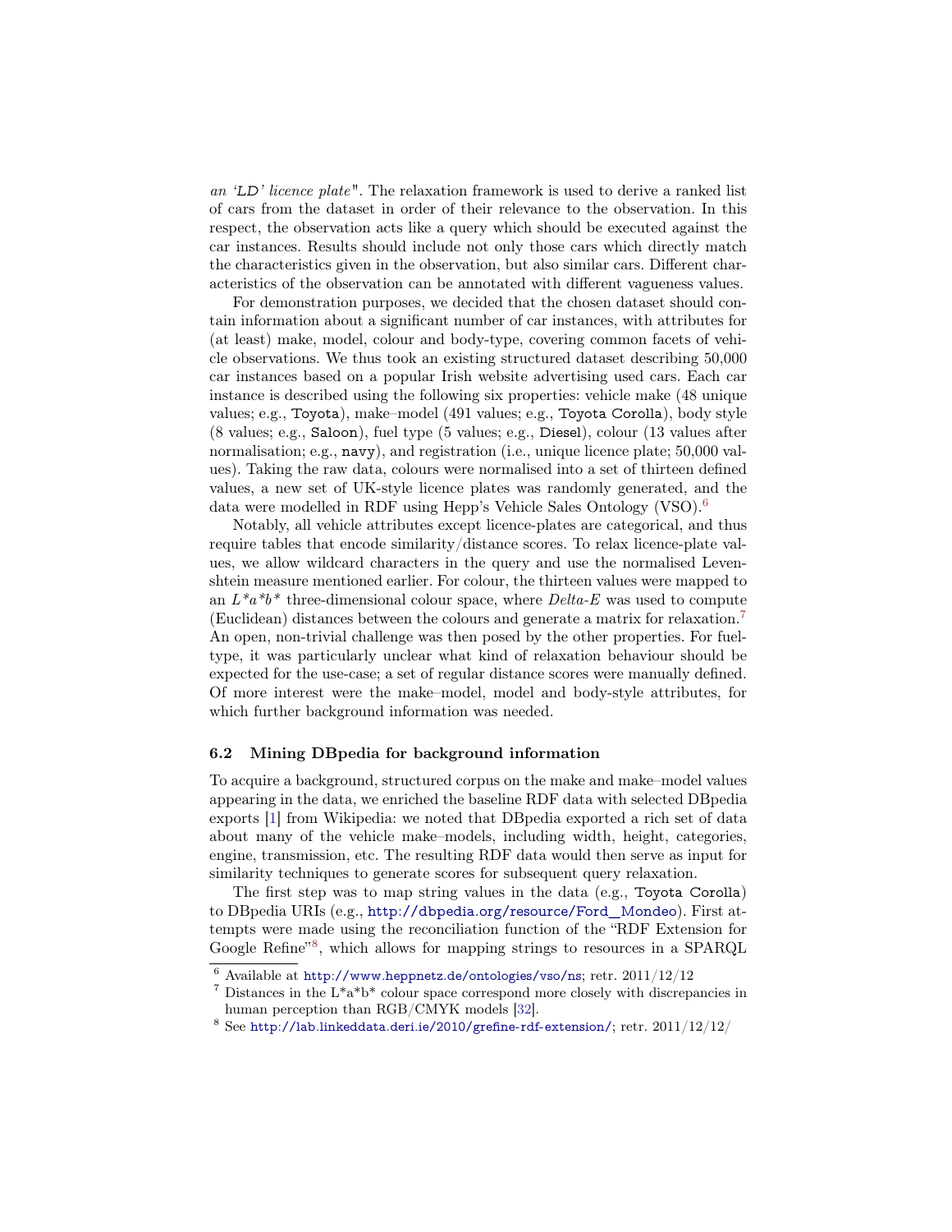*an 'LD' licence plate*". The relaxation framework is used to derive a ranked list of cars from the dataset in order of their relevance to the observation. In this respect, the observation acts like a query which should be executed against the car instances. Results should include not only those cars which directly match the characteristics given in the observation, but also similar cars. Different characteristics of the observation can be annotated with different vagueness values.

For demonstration purposes, we decided that the chosen dataset should contain information about a significant number of car instances, with attributes for (at least) make, model, colour and body-type, covering common facets of vehicle observations. We thus took an existing structured dataset describing 50,000 car instances based on a popular Irish website advertising used cars. Each car instance is described using the following six properties: vehicle make (48 unique values; e.g., `Toyota`), make–model (491 values; e.g., `Toyota Corolla`), body style (8 values; e.g., `Saloon`), fuel type (5 values; e.g., `Diesel`), colour (13 values after normalisation; e.g., `navy`), and registration (i.e., unique licence plate; 50,000 values). Taking the raw data, colours were normalised into a set of thirteen defined values, a new set of UK-style licence plates was randomly generated, and the data were modelled in RDF using Hepp's Vehicle Sales Ontology (VSO).[6]

Notably, all vehicle attributes except licence-plates are categorical, and thus require tables that encode similarity/distance scores. To relax licence-plate values, we allow wildcard characters in the query and use the normalised Levenshtein measure mentioned earlier. For colour, the thirteen values were mapped to an $L^*a^*b^*$ three-dimensional colour space, where *Delta-E* was used to compute (Euclidean) distances between the colours and generate a matrix for relaxation.[7] An open, non-trivial challenge was then posed by the other properties. For fuel-type, it was particularly unclear what kind of relaxation behaviour should be expected for the use-case; a set of regular distance scores were manually defined. Of more interest were the make–model, model and body-style attributes, for which further background information was needed.

### 6.2 Mining DBpedia for background information

To acquire a background, structured corpus on the make and make–model values appearing in the data, we enriched the baseline RDF data with selected DBpedia exports [1] from Wikipedia: we noted that DBpedia exported a rich set of data about many of the vehicle make–models, including width, height, categories, engine, transmission, etc. The resulting RDF data would then serve as input for similarity techniques to generate scores for subsequent query relaxation.

The first step was to map string values in the data (e.g., `Toyota Corolla`) to DBpedia URIs (e.g., http://dbpedia.org/resource/Ford_Mondeo). First attempts were made using the reconciliation function of the "RDF Extension for Google Refine"[8], which allows for mapping strings to resources in a SPARQL

---

[6] Available at http://www.heppnetz.de/ontologies/vso/ns; retr. 2011/12/12

[7] Distances in the $L^*a^*b^*$ colour space correspond more closely with discrepancies in human perception than RGB/CMYK models [32].

[8] See http://lab.linkeddata.deri.ie/2010/grefine-rdf-extension/; retr. 2011/12/12/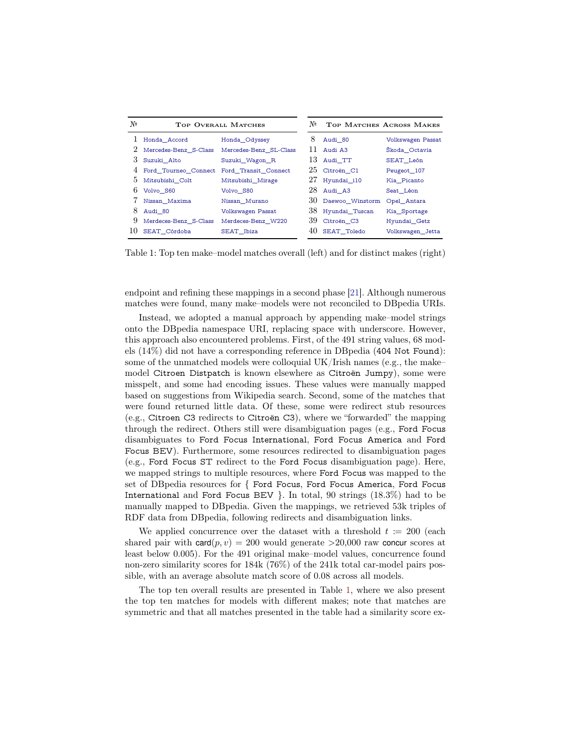| № | Top Overall Matches | | № | Top Matches Across Makes | |
|---|---|---|---|---|---|
| 1 | Honda_Accord | Honda_Odyssey | 8 | Audi_80 | Volkswagen Passat |
| 2 | Mercedes-Benz_S-Class | Mercedes-Benz_SL-Class | 11 | Audi A3 | Škoda_Octavia |
| 3 | Suzuki_Alto | Suzuki_Wagon_R | 13 | Audi_TT | SEAT_León |
| 4 | Ford_Tourneo_Connect | Ford_Transit_Connect | 25 | Citroën_C1 | Peugeot_107 |
| 5 | Mitsubishi_Colt | Mitsubishi_Mirage | 27 | Hyundai_i10 | Kia_Picanto |
| 6 | Volvo_S60 | Volvo_S80 | 28 | Audi_A3 | Seat_Léon |
| 7 | Nissan_Maxima | Nissan_Murano | 30 | Daewoo_Winstorm | Opel_Antara |
| 8 | Audi_80 | Volkswagen Passat | 38 | Hyundai_Tuscan | Kia_Sportage |
| 9 | Merdeces-Benz_S-Class | Merdeces-Benz_W220 | 39 | Citroën_C3 | Hyundai_Getz |
| 10 | SEAT_Córdoba | SEAT_Ibiza | 40 | SEAT_Toledo | Volkswagen_Jetta |

Table 1: Top ten make–model matches overall (left) and for distinct makes (right)

endpoint and refining these mappings in a second phase [21]. Although numerous matches were found, many make–models were not reconciled to DBpedia URIs.

Instead, we adopted a manual approach by appending make–model strings onto the DBpedia namespace URI, replacing space with underscore. However, this approach also encountered problems. First, of the 491 string values, 68 models (14%) did not have a corresponding reference in DBpedia (`404 Not Found`): some of the unmatched models were colloquial UK/Irish names (e.g., the make–model `Citroen Distpatch` is known elsewhere as `Citroën Jumpy`), some were misspelt, and some had encoding issues. These values were manually mapped based on suggestions from Wikipedia search. Second, some of the matches that were found returned little data. Of these, some were redirect stub resources (e.g., `Citroen C3` redirects to `Citroën C3`), where we "forwarded" the mapping through the redirect. Others still were disambiguation pages (e.g., `Ford Focus` disambiguates to `Ford Focus International`, `Ford Focus America` and `Ford Focus BEV`). Furthermore, some resources redirected to disambiguation pages (e.g., `Ford Focus ST` redirect to the `Ford Focus` disambiguation page). Here, we mapped strings to multiple resources, where `Ford Focus` was mapped to the set of DBpedia resources for { `Ford Focus`, `Ford Focus America`, `Ford Focus International` and `Ford Focus BEV` }. In total, 90 strings (18.3%) had to be manually mapped to DBpedia. Given the mappings, we retrieved 53k triples of RDF data from DBpedia, following redirects and disambiguation links.

We applied concurrence over the dataset with a threshold $t := 200$ (each shared pair with $\mathsf{card}(p, v) = 200$ would generate >20,000 raw concur scores at least below 0.005). For the 491 original make–model values, concurrence found non-zero similarity scores for 184k (76%) of the 241k total car-model pairs possible, with an average absolute match score of 0.08 across all models.

The top ten overall results are presented in Table 1, where we also present the top ten matches for models with different makes; note that matches are symmetric and that all matches presented in the table had a similarity score ex-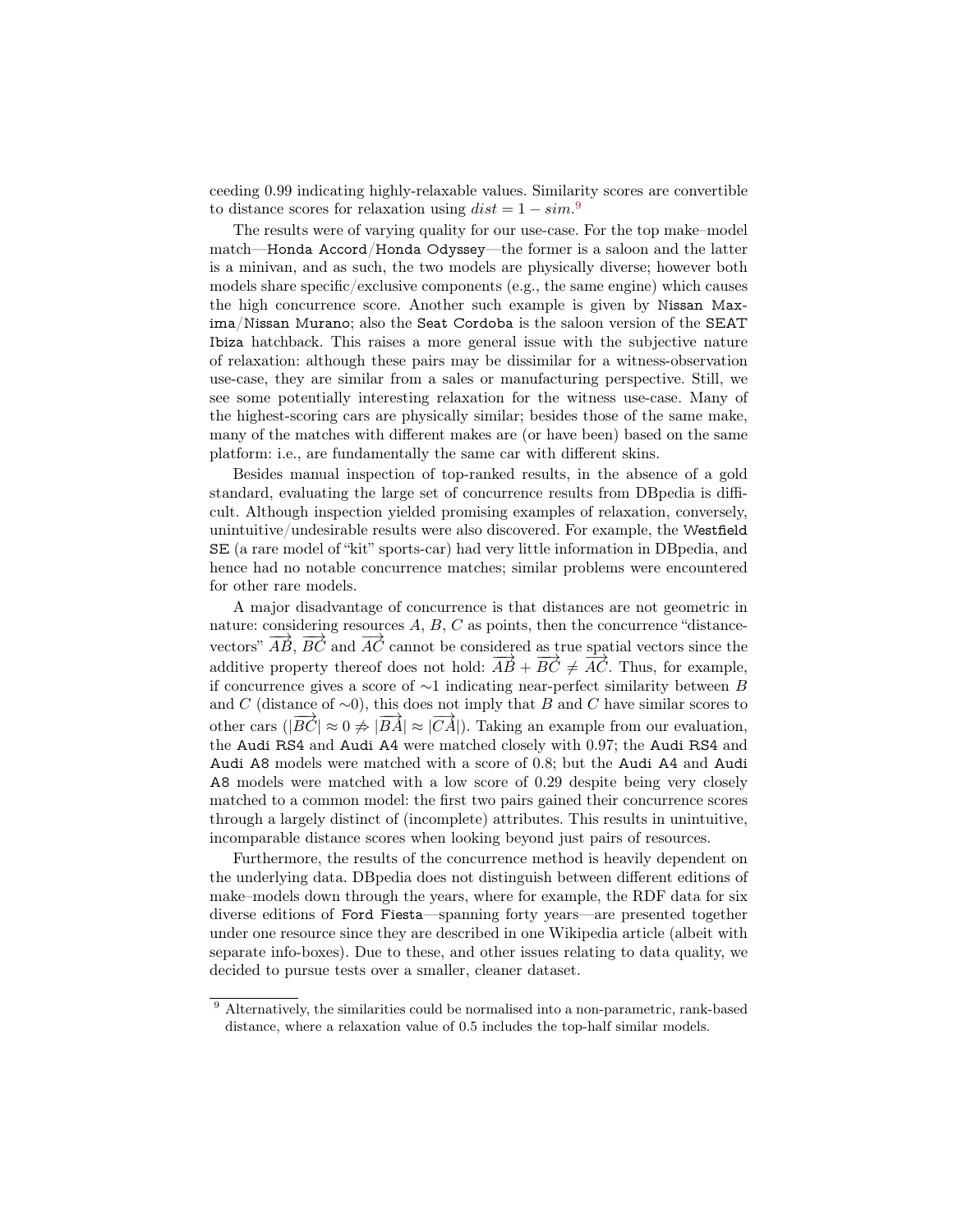ceeding 0.99 indicating highly-relaxable values. Similarity scores are convertible to distance scores for relaxation using $dist = 1 - sim$.[9]

The results were of varying quality for our use-case. For the top make–model match—`Honda Accord`/`Honda Odyssey`—the former is a saloon and the latter is a minivan, and as such, the two models are physically diverse; however both models share specific/exclusive components (e.g., the same engine) which causes the high concurrence score. Another such example is given by `Nissan Maxima`/`Nissan Murano`; also the `Seat Cordoba` is the saloon version of the `SEAT Ibiza` hatchback. This raises a more general issue with the subjective nature of relaxation: although these pairs may be dissimilar for a witness-observation use-case, they are similar from a sales or manufacturing perspective. Still, we see some potentially interesting relaxation for the witness use-case. Many of the highest-scoring cars are physically similar; besides those of the same make, many of the matches with different makes are (or have been) based on the same platform: i.e., are fundamentally the same car with different skins.

Besides manual inspection of top-ranked results, in the absence of a gold standard, evaluating the large set of concurrence results from DBpedia is difficult. Although inspection yielded promising examples of relaxation, conversely, unintuitive/undesirable results were also discovered. For example, the `Westfield SE` (a rare model of "kit" sports-car) had very little information in DBpedia, and hence had no notable concurrence matches; similar problems were encountered for other rare models.

A major disadvantage of concurrence is that distances are not geometric in nature: considering resources $A$, $B$, $C$ as points, then the concurrence "distance-vectors" $\overrightarrow{AB}$, $\overrightarrow{BC}$ and $\overrightarrow{AC}$ cannot be considered as true spatial vectors since the additive property thereof does not hold: $\overrightarrow{AB} + \overrightarrow{BC} \neq \overrightarrow{AC}$. Thus, for example, if concurrence gives a score of $\sim$1 indicating near-perfect similarity between $B$ and $C$ (distance of $\sim$0), this does not imply that $B$ and $C$ have similar scores to other cars ($|\overrightarrow{BC}| \approx 0 \not\Rightarrow |\overrightarrow{BA}| \approx |\overrightarrow{CA}|$). Taking an example from our evaluation, the `Audi RS4` and `Audi A4` were matched closely with 0.97; the `Audi RS4` and `Audi A8` models were matched with a score of 0.8; but the `Audi A4` and `Audi A8` models were matched with a low score of 0.29 despite being very closely matched to a common model: the first two pairs gained their concurrence scores through a largely distinct of (incomplete) attributes. This results in unintuitive, incomparable distance scores when looking beyond just pairs of resources.

Furthermore, the results of the concurrence method is heavily dependent on the underlying data. DBpedia does not distinguish between different editions of make–models down through the years, where for example, the RDF data for six diverse editions of `Ford Fiesta`—spanning forty years—are presented together under one resource since they are described in one Wikipedia article (albeit with separate info-boxes). Due to these, and other issues relating to data quality, we decided to pursue tests over a smaller, cleaner dataset.

[9] Alternatively, the similarities could be normalised into a non-parametric, rank-based distance, where a relaxation value of 0.5 includes the top-half similar models.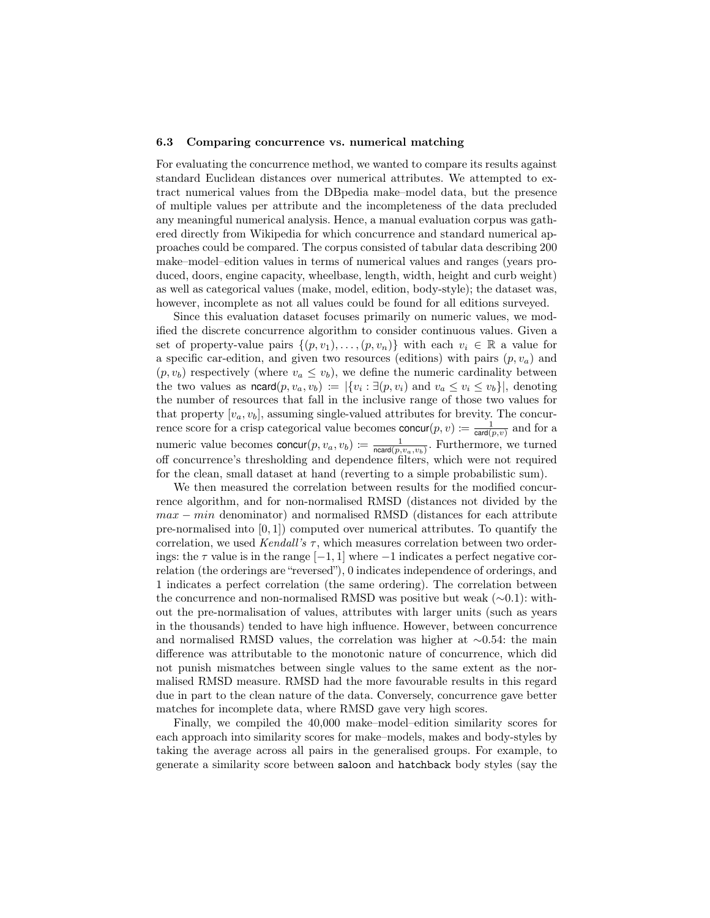### 6.3 Comparing concurrence vs. numerical matching

For evaluating the concurrence method, we wanted to compare its results against standard Euclidean distances over numerical attributes. We attempted to extract numerical values from the DBpedia make–model data, but the presence of multiple values per attribute and the incompleteness of the data precluded any meaningful numerical analysis. Hence, a manual evaluation corpus was gathered directly from Wikipedia for which concurrence and standard numerical approaches could be compared. The corpus consisted of tabular data describing 200 make–model–edition values in terms of numerical values and ranges (years produced, doors, engine capacity, wheelbase, length, width, height and curb weight) as well as categorical values (make, model, edition, body-style); the dataset was, however, incomplete as not all values could be found for all editions surveyed.

Since this evaluation dataset focuses primarily on numeric values, we modified the discrete concurrence algorithm to consider continuous values. Given a set of property-value pairs $\{(p, v_1), \ldots, (p, v_n)\}$ with each $v_i \in \mathbb{R}$ a value for a specific car-edition, and given two resources (editions) with pairs $(p, v_a)$ and $(p, v_b)$ respectively (where $v_a \leq v_b$), we define the numeric cardinality between the two values as $\mathsf{ncard}(p, v_a, v_b) := |\{v_i : \exists(p, v_i) \text{ and } v_a \leq v_i \leq v_b\}|$, denoting the number of resources that fall in the inclusive range of those two values for that property $[v_a, v_b]$, assuming single-valued attributes for brevity. The concurrence score for a crisp categorical value becomes $\mathsf{concur}(p, v) := \frac{1}{\mathsf{card}(p,v)}$ and for a numeric value becomes $\mathsf{concur}(p, v_a, v_b) := \frac{1}{\mathsf{ncard}(p,v_a,v_b)}$. Furthermore, we turned off concurrence's thresholding and dependence filters, which were not required for the clean, small dataset at hand (reverting to a simple probabilistic sum).

We then measured the correlation between results for the modified concurrence algorithm, and for non-normalised RMSD (distances not divided by the $max - min$ denominator) and normalised RMSD (distances for each attribute pre-normalised into $[0, 1]$) computed over numerical attributes. To quantify the correlation, we used *Kendall's* $\tau$, which measures correlation between two orderings: the $\tau$ value is in the range $[-1, 1]$ where $-1$ indicates a perfect negative correlation (the orderings are "reversed"), 0 indicates independence of orderings, and 1 indicates a perfect correlation (the same ordering). The correlation between the concurrence and non-normalised RMSD was positive but weak ($\sim$0.1): without the pre-normalisation of values, attributes with larger units (such as years in the thousands) tended to have high influence. However, between concurrence and normalised RMSD values, the correlation was higher at $\sim$0.54: the main difference was attributable to the monotonic nature of concurrence, which did not punish mismatches between single values to the same extent as the normalised RMSD measure. RMSD had the more favourable results in this regard due in part to the clean nature of the data. Conversely, concurrence gave better matches for incomplete data, where RMSD gave very high scores.

Finally, we compiled the 40,000 make–model–edition similarity scores for each approach into similarity scores for make–models, makes and body-styles by taking the average across all pairs in the generalised groups. For example, to generate a similarity score between `saloon` and `hatchback` body styles (say the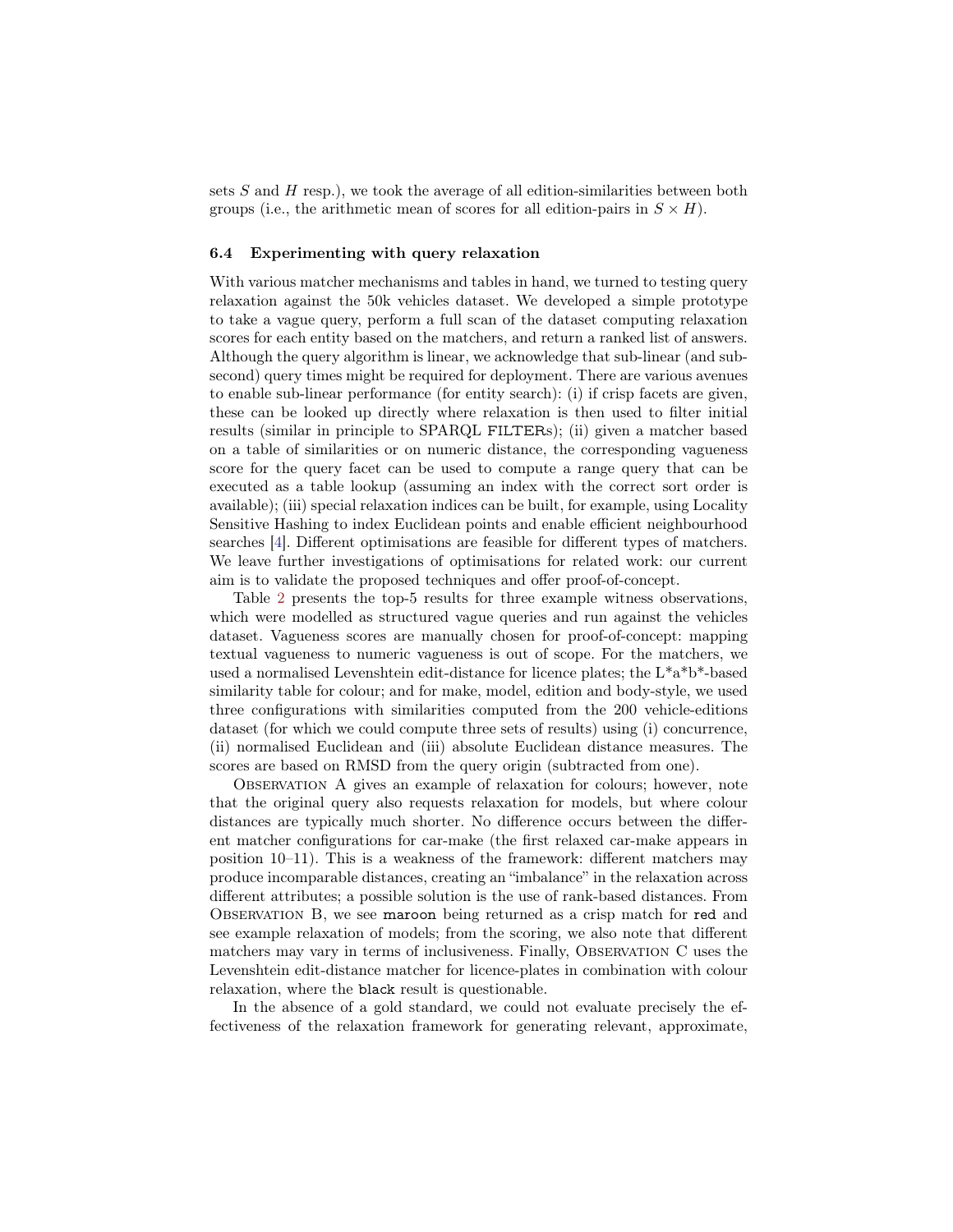sets $S$ and $H$ resp.), we took the average of all edition-similarities between both groups (i.e., the arithmetic mean of scores for all edition-pairs in $S \times H$).

### 6.4 Experimenting with query relaxation

With various matcher mechanisms and tables in hand, we turned to testing query relaxation against the 50k vehicles dataset. We developed a simple prototype to take a vague query, perform a full scan of the dataset computing relaxation scores for each entity based on the matchers, and return a ranked list of answers. Although the query algorithm is linear, we acknowledge that sub-linear (and sub-second) query times might be required for deployment. There are various avenues to enable sub-linear performance (for entity search): (i) if crisp facets are given, these can be looked up directly where relaxation is then used to filter initial results (similar in principle to SPARQL FILTERs); (ii) given a matcher based on a table of similarities or on numeric distance, the corresponding vagueness score for the query facet can be used to compute a range query that can be executed as a table lookup (assuming an index with the correct sort order is available); (iii) special relaxation indices can be built, for example, using Locality Sensitive Hashing to index Euclidean points and enable efficient neighbourhood searches [4]. Different optimisations are feasible for different types of matchers. We leave further investigations of optimisations for related work: our current aim is to validate the proposed techniques and offer proof-of-concept.

Table 2 presents the top-5 results for three example witness observations, which were modelled as structured vague queries and run against the vehicles dataset. Vagueness scores are manually chosen for proof-of-concept: mapping textual vagueness to numeric vagueness is out of scope. For the matchers, we used a normalised Levenshtein edit-distance for licence plates; the L*a*b*-based similarity table for colour; and for make, model, edition and body-style, we used three configurations with similarities computed from the 200 vehicle-editions dataset (for which we could compute three sets of results) using (i) concurrence, (ii) normalised Euclidean and (iii) absolute Euclidean distance measures. The scores are based on RMSD from the query origin (subtracted from one).

Observation A gives an example of relaxation for colours; however, note that the original query also requests relaxation for models, but where colour distances are typically much shorter. No difference occurs between the different matcher configurations for car-make (the first relaxed car-make appears in position 10–11). This is a weakness of the framework: different matchers may produce incomparable distances, creating an "imbalance" in the relaxation across different attributes; a possible solution is the use of rank-based distances. From Observation B, we see `maroon` being returned as a crisp match for `red` and see example relaxation of models; from the scoring, we also note that different matchers may vary in terms of inclusiveness. Finally, Observation C uses the Levenshtein edit-distance matcher for licence-plates in combination with colour relaxation, where the `black` result is questionable.

In the absence of a gold standard, we could not evaluate precisely the effectiveness of the relaxation framework for generating relevant, approximate,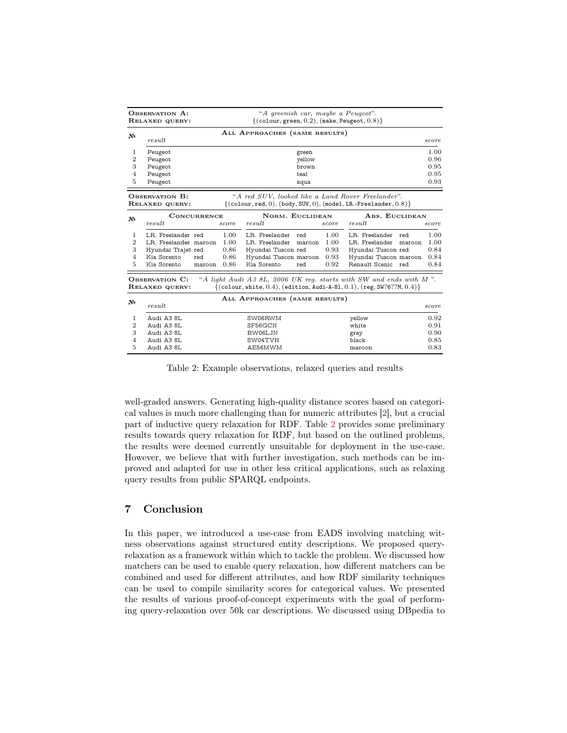| **Observation A:** | | "*A greenish car, maybe a Peugeot*". | |
|---|---|---|---|
| **Relaxed query:** | | {(colour, green, 0.2), (make, Peugeot, 0.8)} | |
| **№** | | **All Approaches (same results)** | |
| | *result* | | *score* |
| 1 | Peugeot | green | 1.00 |
| 2 | Peugeot | yellow | 0.96 |
| 3 | Peugeot | brown | 0.95 |
| 4 | Peugeot | teal | 0.95 |
| 5 | Peugeot | aqua | 0.93 |

| **Observation B:** | "*A red SUV, looked like a Land Rover Freelander*". | | | | | | | | |
|---|---|---|---|---|---|---|---|---|---|
| **Relaxed query:** | {(colour, red, 0), (body, SUV, 0), (model, LR.-Freelander, 0.8)} | | | | | | | | |
| **№** | **Concurrence** | | | **Norm. Euclidean** | | | **Abs. Euclidean** | | |
| | *result* | | *score* | *result* | | *score* | *result* | | *score* |
| 1 | LR. Freelander | red | 1.00 | LR. Freelander | red | 1.00 | LR. Freelander | red | 1.00 |
| 2 | LR. Freelander | maroon | 1.00 | LR. Freelander | maroon | 1.00 | LR. Freelander | maroon | 1.00 |
| 3 | Hyundai Trajet | red | 0.86 | Hyundai Tuscon | red | 0.93 | Hyundai Tuscon | red | 0.84 |
| 4 | Kia Sorento | red | 0.86 | Hyundai Tuscon | maroon | 0.93 | Hyundai Tuscon | maroon | 0.84 |
| 5 | Kia Sorento | maroon | 0.86 | Kia Sorento | red | 0.92 | Renault Scenic | red | 0.84 |

| **Observation C:** | "*A light Audi A3 8L, 2006 UK reg. starts with SW and ends with M* ". | | | |
|---|---|---|---|---|
| **Relaxed query:** | {(colour, white, 0.4), (edition, Audi-A-8l, 0.1), (reg, SW?6??M, 0.4)} | | | |
| **№** | **All Approaches (same results)** | | | |
| | *result* | | | *score* |
| 1 | Audi A3 8L | SW06RWM | yellow | 0.92 |
| 2 | Audi A3 8L | SF56GCN | white | 0.91 |
| 3 | Audi A3 8L | BW06LJN | gray | 0.90 |
| 4 | Audi A3 8L | SW04TVH | black | 0.85 |
| 5 | Audi A3 8L | AE56MWM | maroon | 0.83 |

Table 2: Example observations, relaxed queries and results

well-graded answers. Generating high-quality distance scores based on categorical values is much more challenging than for numeric attributes [2], but a crucial part of inductive query relaxation for RDF. Table 2 provides some preliminary results towards query relaxation for RDF, but based on the outlined problems, the results were deemed currently unsuitable for deployment in the use-case. However, we believe that with further investigation, such methods can be improved and adapted for use in other less critical applications, such as relaxing query results from public SPARQL endpoints.

## 7 Conclusion

In this paper, we introduced a use-case from EADS involving matching witness observations against structured entity descriptions. We proposed query-relaxation as a framework within which to tackle the problem. We discussed how matchers can be used to enable query relaxation, how different matchers can be combined and used for different attributes, and how RDF similarity techniques can be used to compile similarity scores for categorical values. We presented the results of various proof-of-concept experiments with the goal of performing query-relaxation over 50k car descriptions. We discussed using DBpedia to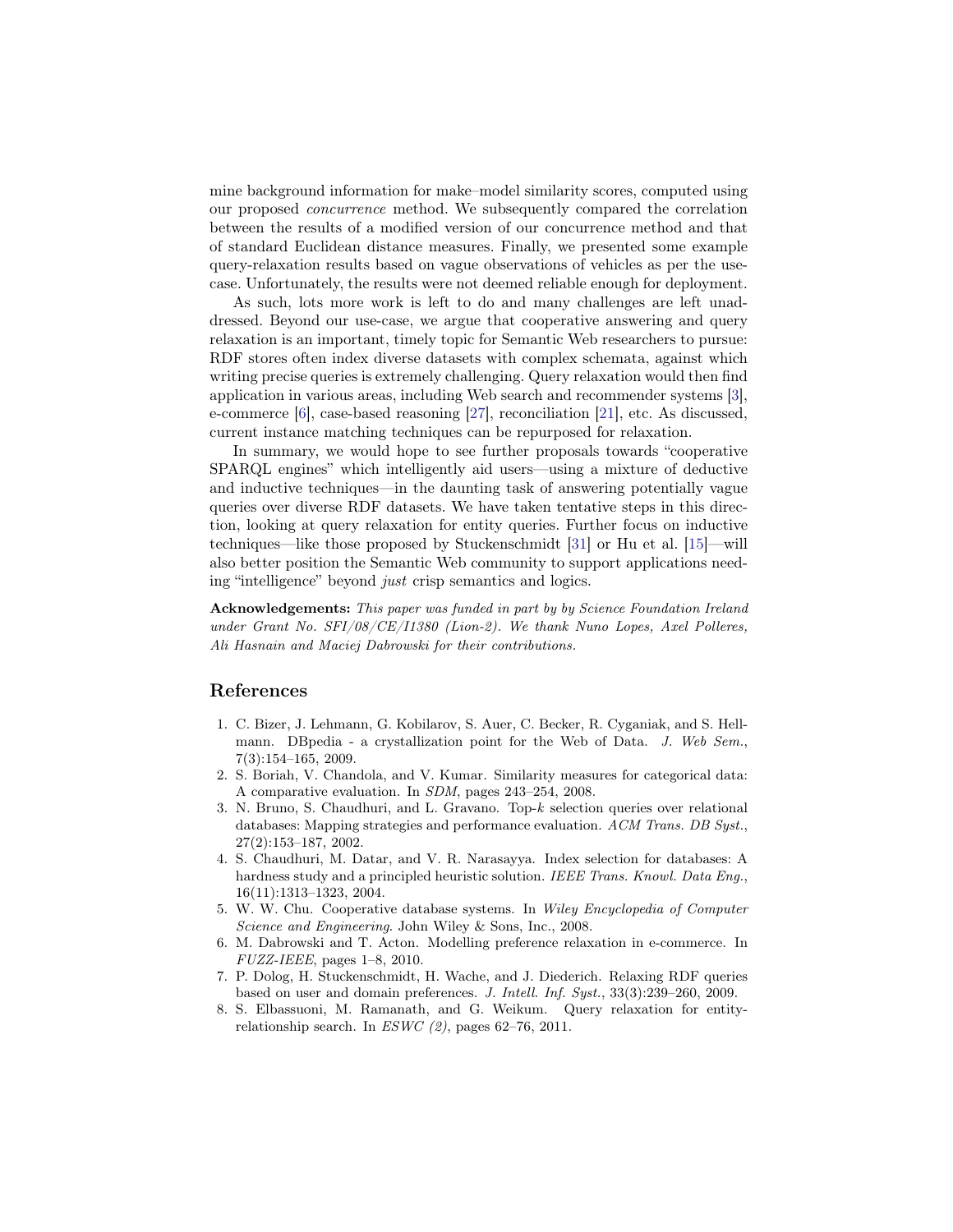mine background information for make–model similarity scores, computed using our proposed *concurrence* method. We subsequently compared the correlation between the results of a modified version of our concurrence method and that of standard Euclidean distance measures. Finally, we presented some example query-relaxation results based on vague observations of vehicles as per the use-case. Unfortunately, the results were not deemed reliable enough for deployment.

As such, lots more work is left to do and many challenges are left unaddressed. Beyond our use-case, we argue that cooperative answering and query relaxation is an important, timely topic for Semantic Web researchers to pursue: RDF stores often index diverse datasets with complex schemata, against which writing precise queries is extremely challenging. Query relaxation would then find application in various areas, including Web search and recommender systems [3], e-commerce [6], case-based reasoning [27], reconciliation [21], etc. As discussed, current instance matching techniques can be repurposed for relaxation.

In summary, we would hope to see further proposals towards "cooperative SPARQL engines" which intelligently aid users—using a mixture of deductive and inductive techniques—in the daunting task of answering potentially vague queries over diverse RDF datasets. We have taken tentative steps in this direction, looking at query relaxation for entity queries. Further focus on inductive techniques—like those proposed by Stuckenschmidt [31] or Hu et al. [15]—will also better position the Semantic Web community to support applications needing "intelligence" beyond *just* crisp semantics and logics.

**Acknowledgements:** *This paper was funded in part by by Science Foundation Ireland under Grant No. SFI/08/CE/I1380 (Lion-2). We thank Nuno Lopes, Axel Polleres, Ali Hasnain and Maciej Dabrowski for their contributions.*

## References

1. C. Bizer, J. Lehmann, G. Kobilarov, S. Auer, C. Becker, R. Cyganiak, and S. Hellmann. DBpedia - a crystallization point for the Web of Data. *J. Web Sem.*, 7(3):154–165, 2009.
2. S. Boriah, V. Chandola, and V. Kumar. Similarity measures for categorical data: A comparative evaluation. In *SDM*, pages 243–254, 2008.
3. N. Bruno, S. Chaudhuri, and L. Gravano. Top-$k$ selection queries over relational databases: Mapping strategies and performance evaluation. *ACM Trans. DB Syst.*, 27(2):153–187, 2002.
4. S. Chaudhuri, M. Datar, and V. R. Narasayya. Index selection for databases: A hardness study and a principled heuristic solution. *IEEE Trans. Knowl. Data Eng.*, 16(11):1313–1323, 2004.
5. W. W. Chu. Cooperative database systems. In *Wiley Encyclopedia of Computer Science and Engineering*. John Wiley & Sons, Inc., 2008.
6. M. Dabrowski and T. Acton. Modelling preference relaxation in e-commerce. In *FUZZ-IEEE*, pages 1–8, 2010.
7. P. Dolog, H. Stuckenschmidt, H. Wache, and J. Diederich. Relaxing RDF queries based on user and domain preferences. *J. Intell. Inf. Syst.*, 33(3):239–260, 2009.
8. S. Elbassuoni, M. Ramanath, and G. Weikum. Query relaxation for entity-relationship search. In *ESWC (2)*, pages 62–76, 2011.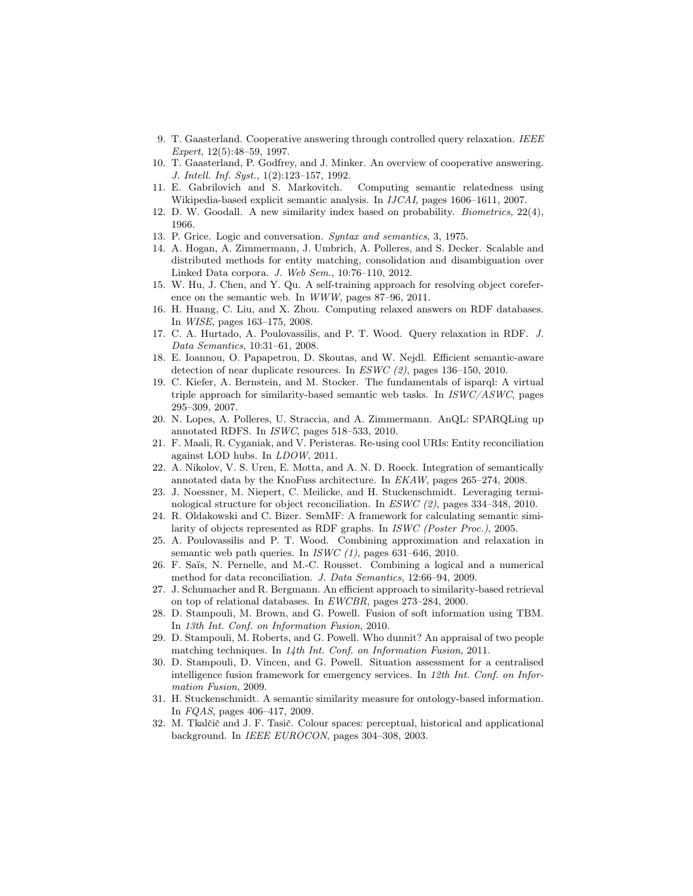9. T. Gaasterland. Cooperative answering through controlled query relaxation. *IEEE Expert*, 12(5):48–59, 1997.
10. T. Gaasterland, P. Godfrey, and J. Minker. An overview of cooperative answering. *J. Intell. Inf. Syst.*, 1(2):123–157, 1992.
11. E. Gabrilovich and S. Markovitch. Computing semantic relatedness using Wikipedia-based explicit semantic analysis. In *IJCAI*, pages 1606–1611, 2007.
12. D. W. Goodall. A new similarity index based on probability. *Biometrics*, 22(4), 1966.
13. P. Grice. Logic and conversation. *Syntax and semantics*, 3, 1975.
14. A. Hogan, A. Zimmermann, J. Umbrich, A. Polleres, and S. Decker. Scalable and distributed methods for entity matching, consolidation and disambiguation over Linked Data corpora. *J. Web Sem.*, 10:76–110, 2012.
15. W. Hu, J. Chen, and Y. Qu. A self-training approach for resolving object coreference on the semantic web. In *WWW*, pages 87–96, 2011.
16. H. Huang, C. Liu, and X. Zhou. Computing relaxed answers on RDF databases. In *WISE*, pages 163–175, 2008.
17. C. A. Hurtado, A. Poulovassilis, and P. T. Wood. Query relaxation in RDF. *J. Data Semantics*, 10:31–61, 2008.
18. E. Ioannou, O. Papapetrou, D. Skoutas, and W. Nejdl. Efficient semantic-aware detection of near duplicate resources. In *ESWC (2)*, pages 136–150, 2010.
19. C. Kiefer, A. Bernstein, and M. Stocker. The fundamentals of isparql: A virtual triple approach for similarity-based semantic web tasks. In *ISWC/ASWC*, pages 295–309, 2007.
20. N. Lopes, A. Polleres, U. Straccia, and A. Zimmermann. AnQL: SPARQLing up annotated RDFS. In *ISWC*, pages 518–533, 2010.
21. F. Maali, R. Cyganiak, and V. Peristeras. Re-using cool URIs: Entity reconciliation against LOD hubs. In *LDOW*, 2011.
22. A. Nikolov, V. S. Uren, E. Motta, and A. N. D. Roeck. Integration of semantically annotated data by the KnoFuss architecture. In *EKAW*, pages 265–274, 2008.
23. J. Noessner, M. Niepert, C. Meilicke, and H. Stuckenschmidt. Leveraging terminological structure for object reconciliation. In *ESWC (2)*, pages 334–348, 2010.
24. R. Oldakowski and C. Bizer. SemMF: A framework for calculating semantic similarity of objects represented as RDF graphs. In *ISWC (Poster Proc.)*, 2005.
25. A. Poulovassilis and P. T. Wood. Combining approximation and relaxation in semantic web path queries. In *ISWC (1)*, pages 631–646, 2010.
26. F. Saïs, N. Pernelle, and M.-C. Rousset. Combining a logical and a numerical method for data reconciliation. *J. Data Semantics*, 12:66–94, 2009.
27. J. Schumacher and R. Bergmann. An efficient approach to similarity-based retrieval on top of relational databases. In *EWCBR*, pages 273–284, 2000.
28. D. Stampouli, M. Brown, and G. Powell. Fusion of soft information using TBM. In *13th Int. Conf. on Information Fusion*, 2010.
29. D. Stampouli, M. Roberts, and G. Powell. Who dunnit? An appraisal of two people matching techniques. In *14th Int. Conf. on Information Fusion*, 2011.
30. D. Stampouli, D. Vincen, and G. Powell. Situation assessment for a centralised intelligence fusion framework for emergency services. In *12th Int. Conf. on Information Fusion*, 2009.
31. H. Stuckenschmidt. A semantic similarity measure for ontology-based information. In *FQAS*, pages 406–417, 2009.
32. M. Tkalčič and J. F. Tasič. Colour spaces: perceptual, historical and applicational background. In *IEEE EUROCON*, pages 304–308, 2003.